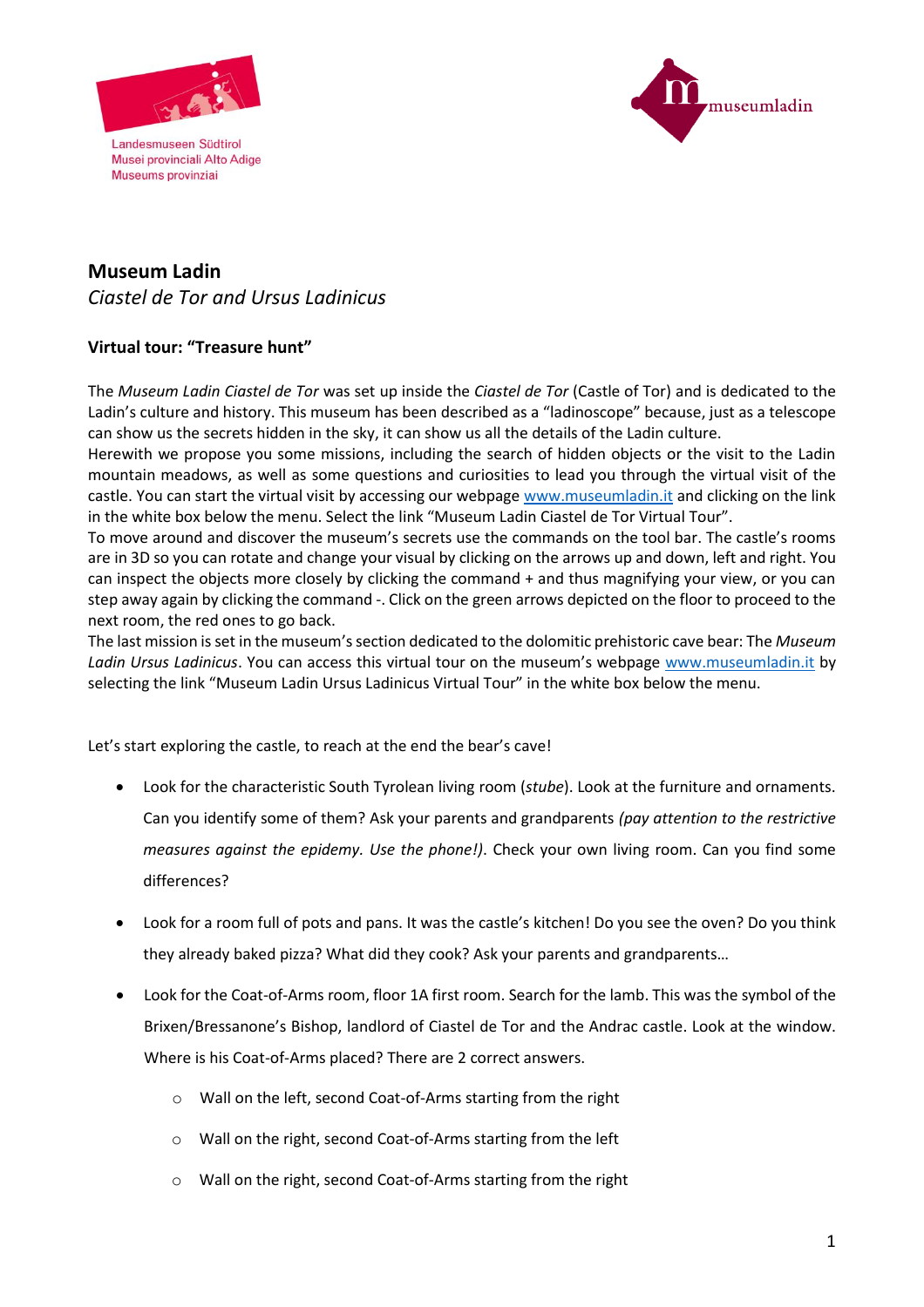Landesmuseen Südtirol
Musei provinciali Alto Adige
Museums provinziai

museumladin

# Museum Ladin

*Ciastel de Tor and Ursus Ladinicus*

### Virtual tour: "Treasure hunt"

The *Museum Ladin Ciastel de Tor* was set up inside the *Ciastel de Tor* (Castle of Tor) and is dedicated to the Ladin's culture and history. This museum has been described as a "ladinoscope" because, just as a telescope can show us the secrets hidden in the sky, it can show us all the details of the Ladin culture.
Herewith we propose you some missions, including the search of hidden objects or the visit to the Ladin mountain meadows, as well as some questions and curiosities to lead you through the virtual visit of the castle. You can start the virtual visit by accessing our webpage [www.museumladin.it](http://www.museumladin.it) and clicking on the link in the white box below the menu. Select the link "Museum Ladin Ciastel de Tor Virtual Tour".
To move around and discover the museum's secrets use the commands on the tool bar. The castle's rooms are in 3D so you can rotate and change your visual by clicking on the arrows up and down, left and right. You can inspect the objects more closely by clicking the command + and thus magnifying your view, or you can step away again by clicking the command -. Click on the green arrows depicted on the floor to proceed to the next room, the red ones to go back.
The last mission is set in the museum's section dedicated to the dolomitic prehistoric cave bear: The *Museum Ladin Ursus Ladinicus*. You can access this virtual tour on the museum's webpage [www.museumladin.it](http://www.museumladin.it) by selecting the link "Museum Ladin Ursus Ladinicus Virtual Tour" in the white box below the menu.

Let's start exploring the castle, to reach at the end the bear's cave!

- Look for the characteristic South Tyrolean living room (*stube*). Look at the furniture and ornaments. Can you identify some of them? Ask your parents and grandparents *(pay attention to the restrictive measures against the epidemy. Use the phone!)*. Check your own living room. Can you find some differences?
- Look for a room full of pots and pans. It was the castle's kitchen! Do you see the oven? Do you think they already baked pizza? What did they cook? Ask your parents and grandparents…
- Look for the Coat-of-Arms room, floor 1A first room. Search for the lamb. This was the symbol of the Brixen/Bressanone's Bishop, landlord of Ciastel de Tor and the Andrac castle. Look at the window. Where is his Coat-of-Arms placed? There are 2 correct answers.
    - Wall on the left, second Coat-of-Arms starting from the right
    - Wall on the right, second Coat-of-Arms starting from the left
    - Wall on the right, second Coat-of-Arms starting from the right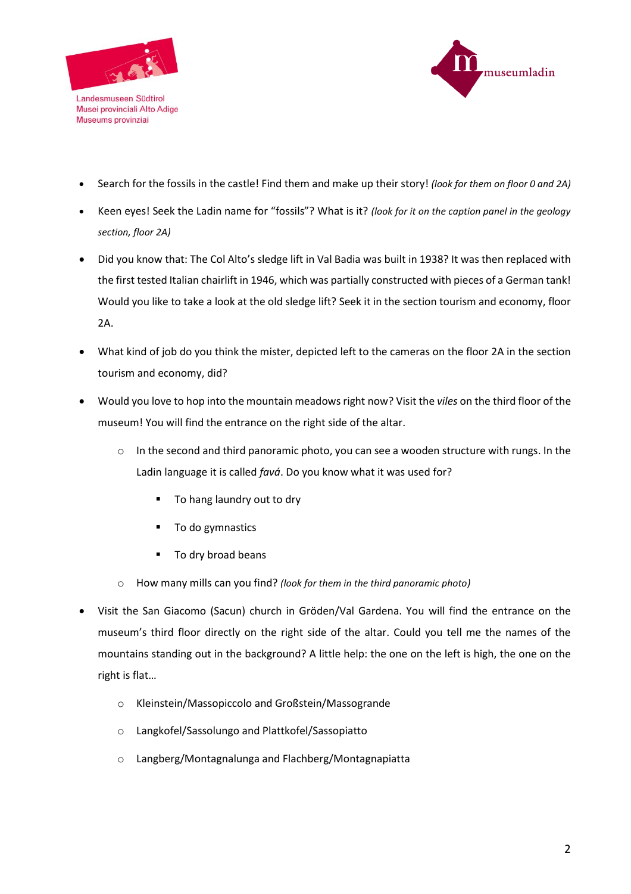- Search for the fossils in the castle! Find them and make up their story! *(look for them on floor 0 and 2A)*
- Keen eyes! Seek the Ladin name for "fossils"? What is it? *(look for it on the caption panel in the geology section, floor 2A)*
- Did you know that: The Col Alto's sledge lift in Val Badia was built in 1938? It was then replaced with the first tested Italian chairlift in 1946, which was partially constructed with pieces of a German tank! Would you like to take a look at the old sledge lift? Seek it in the section tourism and economy, floor 2A.
- What kind of job do you think the mister, depicted left to the cameras on the floor 2A in the section tourism and economy, did?
- Would you love to hop into the mountain meadows right now? Visit the *viles* on the third floor of the museum! You will find the entrance on the right side of the altar.
  - In the second and third panoramic photo, you can see a wooden structure with rungs. In the Ladin language it is called *favá*. Do you know what it was used for?
    - To hang laundry out to dry
    - To do gymnastics
    - To dry broad beans
  - How many mills can you find? *(look for them in the third panoramic photo)*
- Visit the San Giacomo (Sacun) church in Gröden/Val Gardena. You will find the entrance on the museum's third floor directly on the right side of the altar. Could you tell me the names of the mountains standing out in the background? A little help: the one on the left is high, the one on the right is flat…
  - Kleinstein/Massopiccolo and Großstein/Massogrande
  - Langkofel/Sassolungo and Plattkofel/Sassopiatto
  - Langberg/Montagnalunga and Flachberg/Montagnapiatta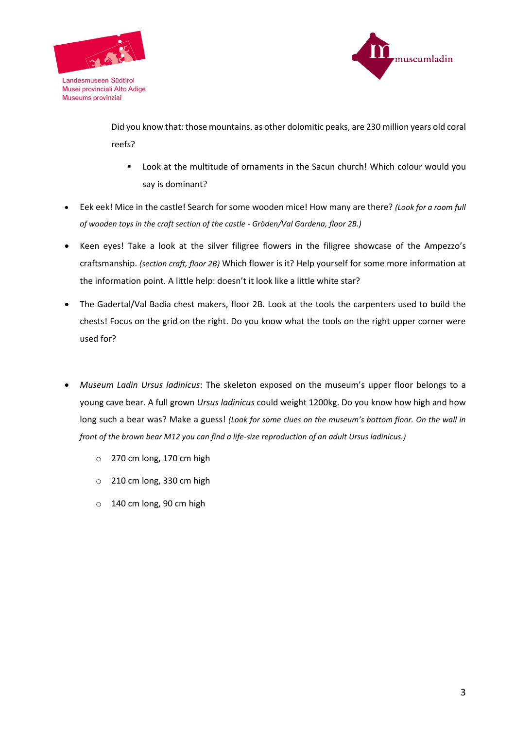Did you know that: those mountains, as other dolomitic peaks, are 230 million years old coral reefs?

- Look at the multitude of ornaments in the Sacun church! Which colour would you say is dominant?

- Eek eek! Mice in the castle! Search for some wooden mice! How many are there? *(Look for a room full of wooden toys in the craft section of the castle - Gröden/Val Gardena, floor 2B.)*
- Keen eyes! Take a look at the silver filigree flowers in the filigree showcase of the Ampezzo's craftsmanship. *(section craft, floor 2B)* Which flower is it? Help yourself for some more information at the information point. A little help: doesn't it look like a little white star?
- The Gadertal/Val Badia chest makers, floor 2B. Look at the tools the carpenters used to build the chests! Focus on the grid on the right. Do you know what the tools on the right upper corner were used for?

- *Museum Ladin Ursus ladinicus*: The skeleton exposed on the museum's upper floor belongs to a young cave bear. A full grown *Ursus ladinicus* could weight 1200kg. Do you know how high and how long such a bear was? Make a guess! *(Look for some clues on the museum's bottom floor. On the wall in front of the brown bear M12 you can find a life-size reproduction of an adult Ursus ladinicus.)*
  - 270 cm long, 170 cm high
  - 210 cm long, 330 cm high
  - 140 cm long, 90 cm high